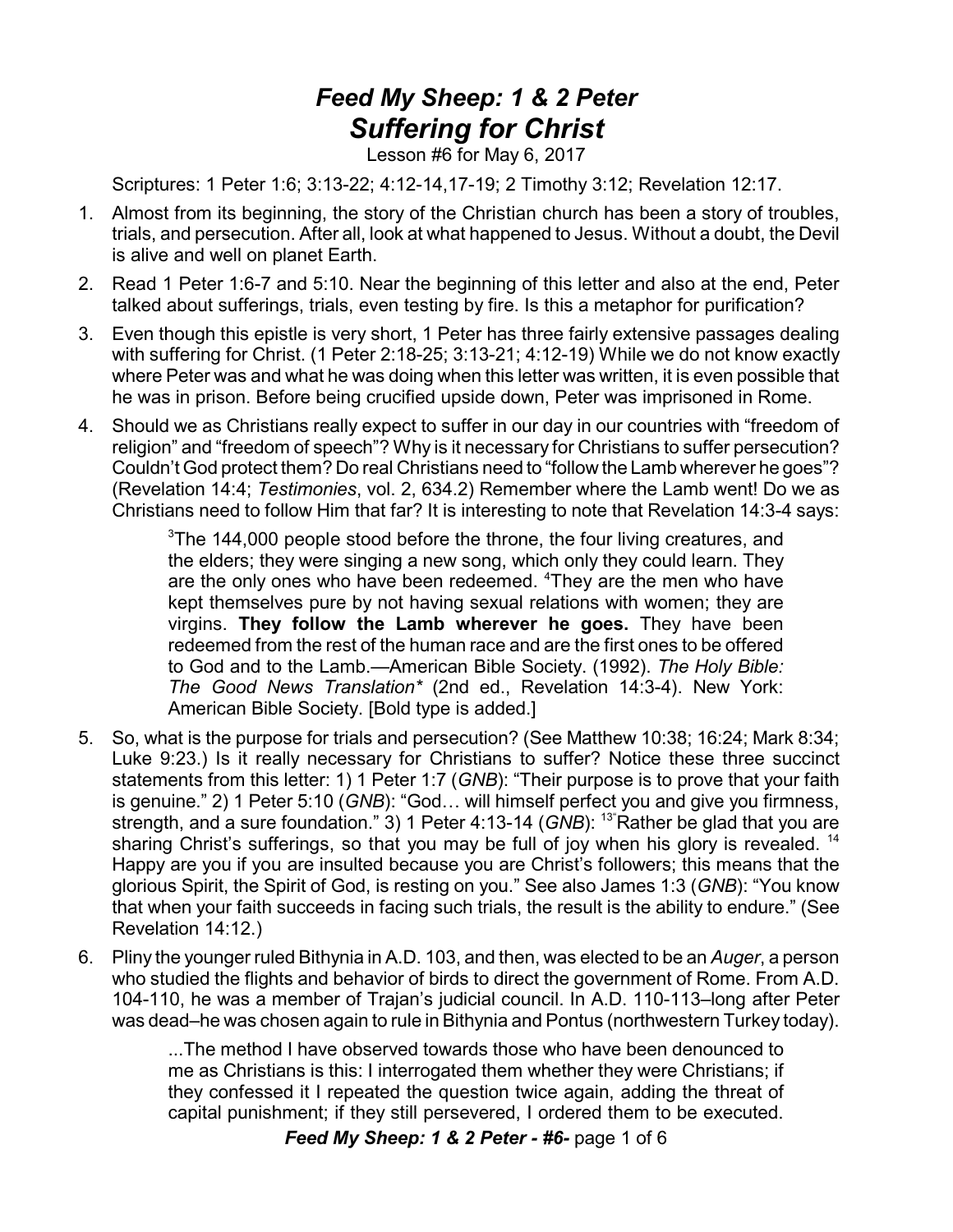# *Feed My Sheep: 1 & 2 Peter*
# *Suffering for Christ*

Lesson #6 for May 6, 2017

Scriptures: 1 Peter 1:6; 3:13-22; 4:12-14,17-19; 2 Timothy 3:12; Revelation 12:17.

1. Almost from its beginning, the story of the Christian church has been a story of troubles, trials, and persecution. After all, look at what happened to Jesus. Without a doubt, the Devil is alive and well on planet Earth.

2. Read 1 Peter 1:6-7 and 5:10. Near the beginning of this letter and also at the end, Peter talked about sufferings, trials, even testing by fire. Is this a metaphor for purification?

3. Even though this epistle is very short, 1 Peter has three fairly extensive passages dealing with suffering for Christ. (1 Peter 2:18-25; 3:13-21; 4:12-19) While we do not know exactly where Peter was and what he was doing when this letter was written, it is even possible that he was in prison. Before being crucified upside down, Peter was imprisoned in Rome.

4. Should we as Christians really expect to suffer in our day in our countries with "freedom of religion" and "freedom of speech"? Why is it necessary for Christians to suffer persecution? Couldn't God protect them? Do real Christians need to "follow the Lamb wherever he goes"? (Revelation 14:4; *Testimonies*, vol. 2, 634.2) Remember where the Lamb went! Do we as Christians need to follow Him that far? It is interesting to note that Revelation 14:3-4 says:

   > [3]The 144,000 people stood before the throne, the four living creatures, and the elders; they were singing a new song, which only they could learn. They are the only ones who have been redeemed. [4]They are the men who have kept themselves pure by not having sexual relations with women; they are virgins. **They follow the Lamb wherever he goes.** They have been redeemed from the rest of the human race and are the first ones to be offered to God and to the Lamb.—American Bible Society. (1992). *The Holy Bible: The Good News Translation\** (2nd ed., Revelation 14:3-4). New York: American Bible Society. [Bold type is added.]

5. So, what is the purpose for trials and persecution? (See Matthew 10:38; 16:24; Mark 8:34; Luke 9:23.) Is it really necessary for Christians to suffer? Notice these three succinct statements from this letter: 1) 1 Peter 1:7 (*GNB*): "Their purpose is to prove that your faith is genuine." 2) 1 Peter 5:10 (*GNB*): "God… will himself perfect you and give you firmness, strength, and a sure foundation." 3) 1 Peter 4:13-14 (*GNB*): [13]"Rather be glad that you are sharing Christ's sufferings, so that you may be full of joy when his glory is revealed. [14] Happy are you if you are insulted because you are Christ's followers; this means that the glorious Spirit, the Spirit of God, is resting on you." See also James 1:3 (*GNB*): "You know that when your faith succeeds in facing such trials, the result is the ability to endure." (See Revelation 14:12.)

6. Pliny the younger ruled Bithynia in A.D. 103, and then, was elected to be an *Auger*, a person who studied the flights and behavior of birds to direct the government of Rome. From A.D. 104-110, he was a member of Trajan's judicial council. In A.D. 110-113–long after Peter was dead–he was chosen again to rule in Bithynia and Pontus (northwestern Turkey today).

   > ...The method I have observed towards those who have been denounced to me as Christians is this: I interrogated them whether they were Christians; if they confessed it I repeated the question twice again, adding the threat of capital punishment; if they still persevered, I ordered them to be executed.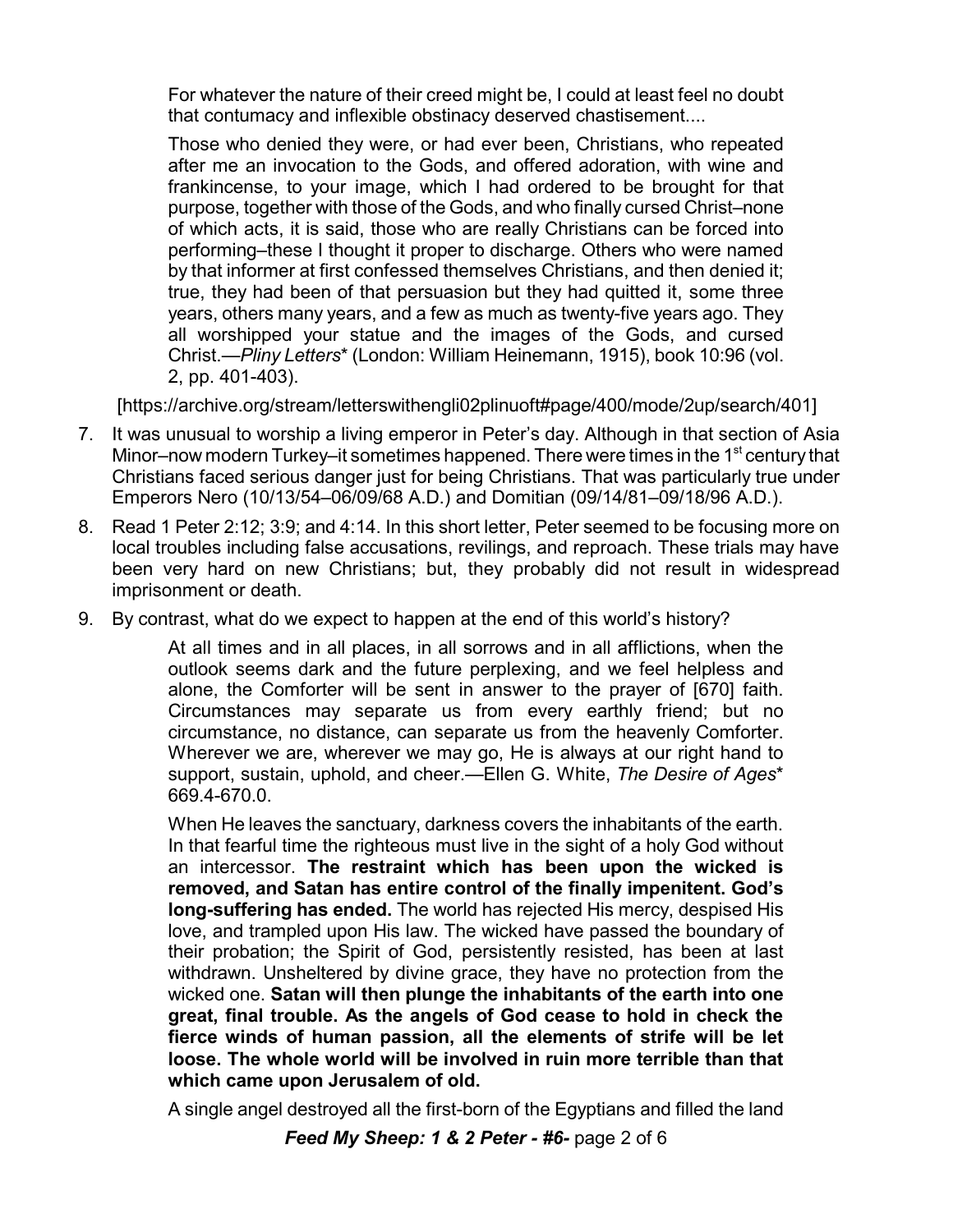> For whatever the nature of their creed might be, I could at least feel no doubt that contumacy and inflexible obstinacy deserved chastisement....
>
> Those who denied they were, or had ever been, Christians, who repeated after me an invocation to the Gods, and offered adoration, with wine and frankincense, to your image, which I had ordered to be brought for that purpose, together with those of the Gods, and who finally cursed Christ–none of which acts, it is said, those who are really Christians can be forced into performing–these I thought it proper to discharge. Others who were named by that informer at first confessed themselves Christians, and then denied it; true, they had been of that persuasion but they had quitted it, some three years, others many years, and a few as much as twenty-five years ago. They all worshipped your statue and the images of the Gods, and cursed Christ.—*Pliny Letters** (London: William Heinemann, 1915), book 10:96 (vol. 2, pp. 401-403).

[https://archive.org/stream/letterswithengli02plinuoft#page/400/mode/2up/search/401]

7. It was unusual to worship a living emperor in Peter's day. Although in that section of Asia Minor–now modern Turkey–it sometimes happened. There were times in the 1st century that Christians faced serious danger just for being Christians. That was particularly true under Emperors Nero (10/13/54–06/09/68 A.D.) and Domitian (09/14/81–09/18/96 A.D.).
8. Read 1 Peter 2:12; 3:9; and 4:14. In this short letter, Peter seemed to be focusing more on local troubles including false accusations, revilings, and reproach. These trials may have been very hard on new Christians; but, they probably did not result in widespread imprisonment or death.
9. By contrast, what do we expect to happen at the end of this world's history?

> At all times and in all places, in all sorrows and in all afflictions, when the outlook seems dark and the future perplexing, and we feel helpless and alone, the Comforter will be sent in answer to the prayer of [670] faith. Circumstances may separate us from every earthly friend; but no circumstance, no distance, can separate us from the heavenly Comforter. Wherever we are, wherever we may go, He is always at our right hand to support, sustain, uphold, and cheer.—Ellen G. White, *The Desire of Ages** 669.4-670.0.
>
> When He leaves the sanctuary, darkness covers the inhabitants of the earth. In that fearful time the righteous must live in the sight of a holy God without an intercessor. **The restraint which has been upon the wicked is removed, and Satan has entire control of the finally impenitent. God's long-suffering has ended.** The world has rejected His mercy, despised His love, and trampled upon His law. The wicked have passed the boundary of their probation; the Spirit of God, persistently resisted, has been at last withdrawn. Unsheltered by divine grace, they have no protection from the wicked one. **Satan will then plunge the inhabitants of the earth into one great, final trouble. As the angels of God cease to hold in check the fierce winds of human passion, all the elements of strife will be let loose. The whole world will be involved in ruin more terrible than that which came upon Jerusalem of old.**
>
> A single angel destroyed all the first-born of the Egyptians and filled the land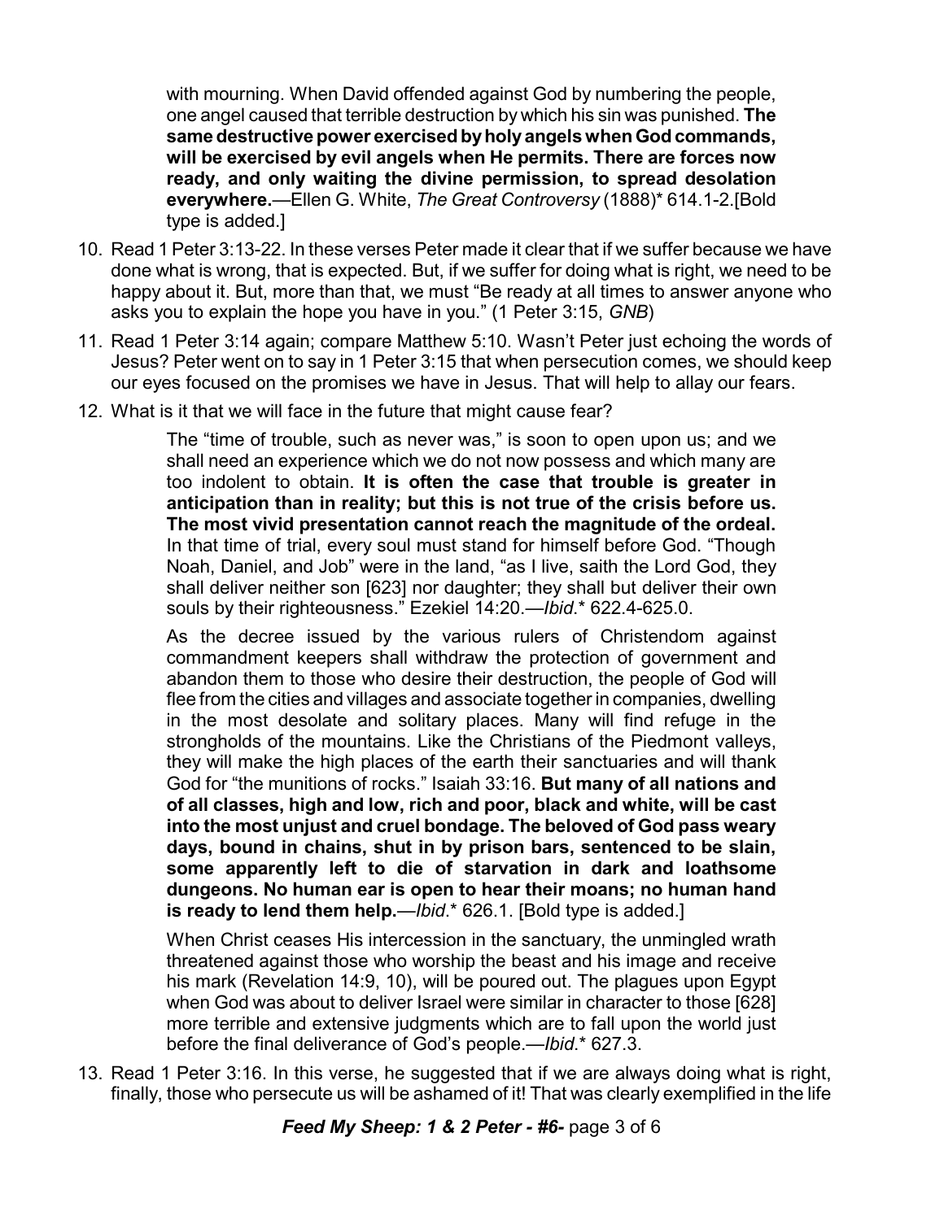> with mourning. When David offended against God by numbering the people, one angel caused that terrible destruction by which his sin was punished. **The same destructive power exercised by holy angels when God commands, will be exercised by evil angels when He permits. There are forces now ready, and only waiting the divine permission, to spread desolation everywhere.**—Ellen G. White, *The Great Controversy* (1888)* 614.1-2.[Bold type is added.]

10. Read 1 Peter 3:13-22. In these verses Peter made it clear that if we suffer because we have done what is wrong, that is expected. But, if we suffer for doing what is right, we need to be happy about it. But, more than that, we must "Be ready at all times to answer anyone who asks you to explain the hope you have in you." (1 Peter 3:15, *GNB*)
11. Read 1 Peter 3:14 again; compare Matthew 5:10. Wasn't Peter just echoing the words of Jesus? Peter went on to say in 1 Peter 3:15 that when persecution comes, we should keep our eyes focused on the promises we have in Jesus. That will help to allay our fears.
12. What is it that we will face in the future that might cause fear?

> The "time of trouble, such as never was," is soon to open upon us; and we shall need an experience which we do not now possess and which many are too indolent to obtain. **It is often the case that trouble is greater in anticipation than in reality; but this is not true of the crisis before us. The most vivid presentation cannot reach the magnitude of the ordeal.** In that time of trial, every soul must stand for himself before God. "Though Noah, Daniel, and Job" were in the land, "as I live, saith the Lord God, they shall deliver neither son [623] nor daughter; they shall but deliver their own souls by their righteousness." Ezekiel 14:20.—*Ibid*.* 622.4-625.0.
>
> As the decree issued by the various rulers of Christendom against commandment keepers shall withdraw the protection of government and abandon them to those who desire their destruction, the people of God will flee from the cities and villages and associate together in companies, dwelling in the most desolate and solitary places. Many will find refuge in the strongholds of the mountains. Like the Christians of the Piedmont valleys, they will make the high places of the earth their sanctuaries and will thank God for "the munitions of rocks." Isaiah 33:16. **But many of all nations and of all classes, high and low, rich and poor, black and white, will be cast into the most unjust and cruel bondage. The beloved of God pass weary days, bound in chains, shut in by prison bars, sentenced to be slain, some apparently left to die of starvation in dark and loathsome dungeons. No human ear is open to hear their moans; no human hand is ready to lend them help.**—*Ibid*.* 626.1. [Bold type is added.]
>
> When Christ ceases His intercession in the sanctuary, the unmingled wrath threatened against those who worship the beast and his image and receive his mark (Revelation 14:9, 10), will be poured out. The plagues upon Egypt when God was about to deliver Israel were similar in character to those [628] more terrible and extensive judgments which are to fall upon the world just before the final deliverance of God's people.—*Ibid*.* 627.3.

13. Read 1 Peter 3:16. In this verse, he suggested that if we are always doing what is right, finally, those who persecute us will be ashamed of it! That was clearly exemplified in the life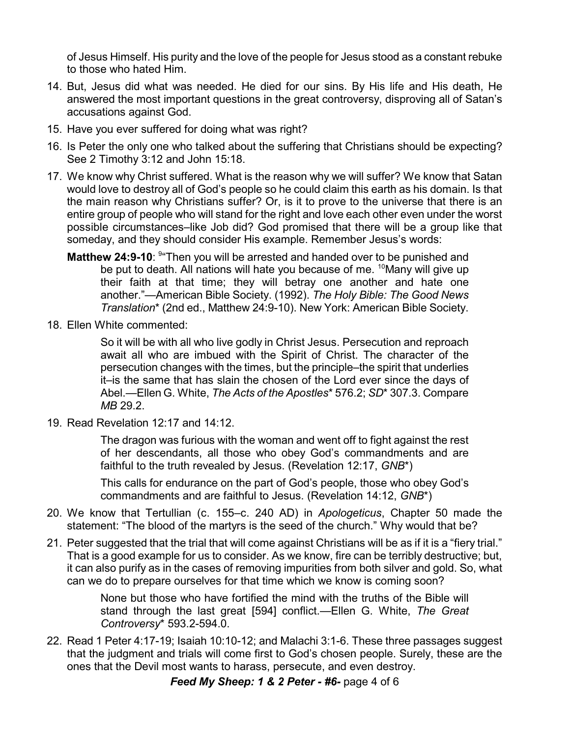of Jesus Himself. His purity and the love of the people for Jesus stood as a constant rebuke to those who hated Him.

14. But, Jesus did what was needed. He died for our sins. By His life and His death, He answered the most important questions in the great controversy, disproving all of Satan's accusations against God.
15. Have you ever suffered for doing what was right?
16. Is Peter the only one who talked about the suffering that Christians should be expecting? See 2 Timothy 3:12 and John 15:18.
17. We know why Christ suffered. What is the reason why we will suffer? We know that Satan would love to destroy all of God's people so he could claim this earth as his domain. Is that the main reason why Christians suffer? Or, is it to prove to the universe that there is an entire group of people who will stand for the right and love each other even under the worst possible circumstances–like Job did? God promised that there will be a group like that someday, and they should consider His example. Remember Jesus's words:

    **Matthew 24:9-10**: [9]"Then you will be arrested and handed over to be punished and be put to death. All nations will hate you because of me. [10]Many will give up their faith at that time; they will betray one another and hate one another."—American Bible Society. (1992). *The Holy Bible: The Good News Translation** (2nd ed., Matthew 24:9-10). New York: American Bible Society.

18. Ellen White commented:

    > So it will be with all who live godly in Christ Jesus. Persecution and reproach await all who are imbued with the Spirit of Christ. The character of the persecution changes with the times, but the principle–the spirit that underlies it–is the same that has slain the chosen of the Lord ever since the days of Abel.—Ellen G. White, *The Acts of the Apostles** 576.2; *SD** 307.3. Compare *MB* 29.2.

19. Read Revelation 12:17 and 14:12.

    > The dragon was furious with the woman and went off to fight against the rest of her descendants, all those who obey God's commandments and are faithful to the truth revealed by Jesus. (Revelation 12:17, *GNB**)
    >
    > This calls for endurance on the part of God's people, those who obey God's commandments and are faithful to Jesus. (Revelation 14:12, *GNB**)

20. We know that Tertullian (c. 155–c. 240 AD) in *Apologeticus*, Chapter 50 made the statement: "The blood of the martyrs is the seed of the church." Why would that be?
21. Peter suggested that the trial that will come against Christians will be as if it is a "fiery trial." That is a good example for us to consider. As we know, fire can be terribly destructive; but, it can also purify as in the cases of removing impurities from both silver and gold. So, what can we do to prepare ourselves for that time which we know is coming soon?

    > None but those who have fortified the mind with the truths of the Bible will stand through the last great [594] conflict.—Ellen G. White, *The Great Controversy** 593.2-594.0.

22. Read 1 Peter 4:17-19; Isaiah 10:10-12; and Malachi 3:1-6. These three passages suggest that the judgment and trials will come first to God's chosen people. Surely, these are the ones that the Devil most wants to harass, persecute, and even destroy.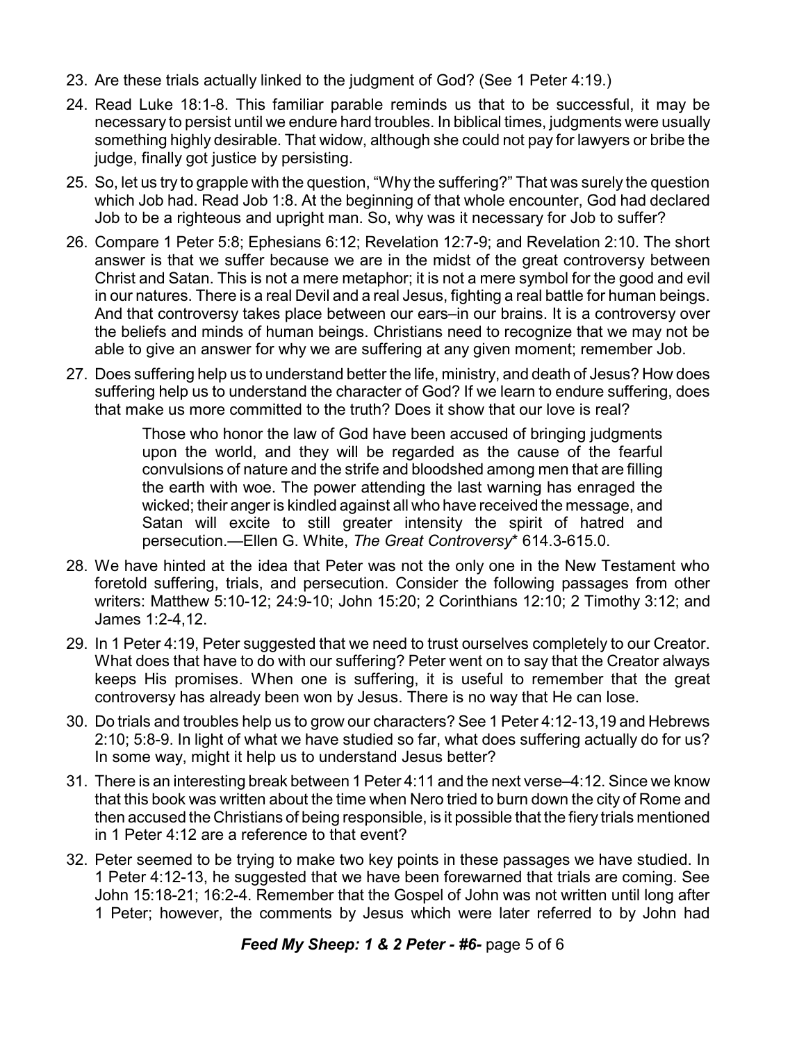23. Are these trials actually linked to the judgment of God? (See 1 Peter 4:19.)
24. Read Luke 18:1-8. This familiar parable reminds us that to be successful, it may be necessary to persist until we endure hard troubles. In biblical times, judgments were usually something highly desirable. That widow, although she could not pay for lawyers or bribe the judge, finally got justice by persisting.
25. So, let us try to grapple with the question, "Why the suffering?" That was surely the question which Job had. Read Job 1:8. At the beginning of that whole encounter, God had declared Job to be a righteous and upright man. So, why was it necessary for Job to suffer?
26. Compare 1 Peter 5:8; Ephesians 6:12; Revelation 12:7-9; and Revelation 2:10. The short answer is that we suffer because we are in the midst of the great controversy between Christ and Satan. This is not a mere metaphor; it is not a mere symbol for the good and evil in our natures. There is a real Devil and a real Jesus, fighting a real battle for human beings. And that controversy takes place between our ears–in our brains. It is a controversy over the beliefs and minds of human beings. Christians need to recognize that we may not be able to give an answer for why we are suffering at any given moment; remember Job.
27. Does suffering help us to understand better the life, ministry, and death of Jesus? How does suffering help us to understand the character of God? If we learn to endure suffering, does that make us more committed to the truth? Does it show that our love is real?

    > Those who honor the law of God have been accused of bringing judgments upon the world, and they will be regarded as the cause of the fearful convulsions of nature and the strife and bloodshed among men that are filling the earth with woe. The power attending the last warning has enraged the wicked; their anger is kindled against all who have received the message, and Satan will excite to still greater intensity the spirit of hatred and persecution.—Ellen G. White, *The Great Controversy*\* 614.3-615.0.

28. We have hinted at the idea that Peter was not the only one in the New Testament who foretold suffering, trials, and persecution. Consider the following passages from other writers: Matthew 5:10-12; 24:9-10; John 15:20; 2 Corinthians 12:10; 2 Timothy 3:12; and James 1:2-4,12.
29. In 1 Peter 4:19, Peter suggested that we need to trust ourselves completely to our Creator. What does that have to do with our suffering? Peter went on to say that the Creator always keeps His promises. When one is suffering, it is useful to remember that the great controversy has already been won by Jesus. There is no way that He can lose.
30. Do trials and troubles help us to grow our characters? See 1 Peter 4:12-13,19 and Hebrews 2:10; 5:8-9. In light of what we have studied so far, what does suffering actually do for us? In some way, might it help us to understand Jesus better?
31. There is an interesting break between 1 Peter 4:11 and the next verse–4:12. Since we know that this book was written about the time when Nero tried to burn down the city of Rome and then accused the Christians of being responsible, is it possible that the fiery trials mentioned in 1 Peter 4:12 are a reference to that event?
32. Peter seemed to be trying to make two key points in these passages we have studied. In 1 Peter 4:12-13, he suggested that we have been forewarned that trials are coming. See John 15:18-21; 16:2-4. Remember that the Gospel of John was not written until long after 1 Peter; however, the comments by Jesus which were later referred to by John had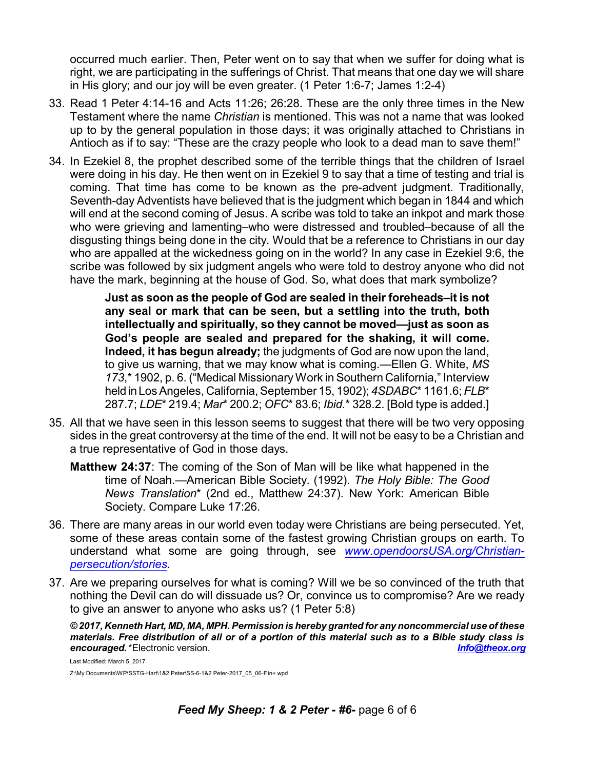occurred much earlier. Then, Peter went on to say that when we suffer for doing what is right, we are participating in the sufferings of Christ. That means that one day we will share in His glory; and our joy will be even greater. (1 Peter 1:6-7; James 1:2-4)

33. Read 1 Peter 4:14-16 and Acts 11:26; 26:28. These are the only three times in the New Testament where the name *Christian* is mentioned. This was not a name that was looked up to by the general population in those days; it was originally attached to Christians in Antioch as if to say: "These are the crazy people who look to a dead man to save them!"

34. In Ezekiel 8, the prophet described some of the terrible things that the children of Israel were doing in his day. He then went on in Ezekiel 9 to say that a time of testing and trial is coming. That time has come to be known as the pre-advent judgment. Traditionally, Seventh-day Adventists have believed that is the judgment which began in 1844 and which will end at the second coming of Jesus. A scribe was told to take an inkpot and mark those who were grieving and lamenting–who were distressed and troubled–because of all the disgusting things being done in the city. Would that be a reference to Christians in our day who are appalled at the wickedness going on in the world? In any case in Ezekiel 9:6, the scribe was followed by six judgment angels who were told to destroy anyone who did not have the mark, beginning at the house of God. So, what does that mark symbolize?

> **Just as soon as the people of God are sealed in their foreheads–it is not any seal or mark that can be seen, but a settling into the truth, both intellectually and spiritually, so they cannot be moved—just as soon as God's people are sealed and prepared for the shaking, it will come. Indeed, it has begun already;** the judgments of God are now upon the land, to give us warning, that we may know what is coming.—Ellen G. White, *MS 173*,* 1902, p. 6. ("Medical Missionary Work in Southern California," Interview held in Los Angeles, California, September 15, 1902); *4SDABC** 1161.6; *FLB** 287.7; *LDE** 219.4; *Mar** 200.2; *OFC** 83.6; *Ibid.** 328.2. [Bold type is added.]

35. All that we have seen in this lesson seems to suggest that there will be two very opposing sides in the great controversy at the time of the end. It will not be easy to be a Christian and a true representative of God in those days.

    **Matthew 24:37**: The coming of the Son of Man will be like what happened in the time of Noah.—American Bible Society. (1992). *The Holy Bible: The Good News Translation** (2nd ed., Matthew 24:37). New York: American Bible Society. Compare Luke 17:26.

36. There are many areas in our world even today were Christians are being persecuted. Yet, some of these areas contain some of the fastest growing Christian groups on earth. To understand what some are going through, see *www.opendoorsUSA.org/Christian-persecution/stories*.

37. Are we preparing ourselves for what is coming? Will we be so convinced of the truth that nothing the Devil can do will dissuade us? Or, convince us to compromise? Are we ready to give an answer to anyone who asks us? (1 Peter 5:8)

***© 2017, Kenneth Hart, MD, MA, MPH. Permission is hereby granted for any noncommercial use of these materials. Free distribution of all or of a portion of this material such as to a Bible study class is encouraged.*** *Electronic version. ***Info@theox.org***

Last Modified: March 5, 2017

Z:\My Documents\WP\SSTG-Hart\1&2 Peter\SS-6-1&2 Peter-2017_05_06-Fin+.wpd